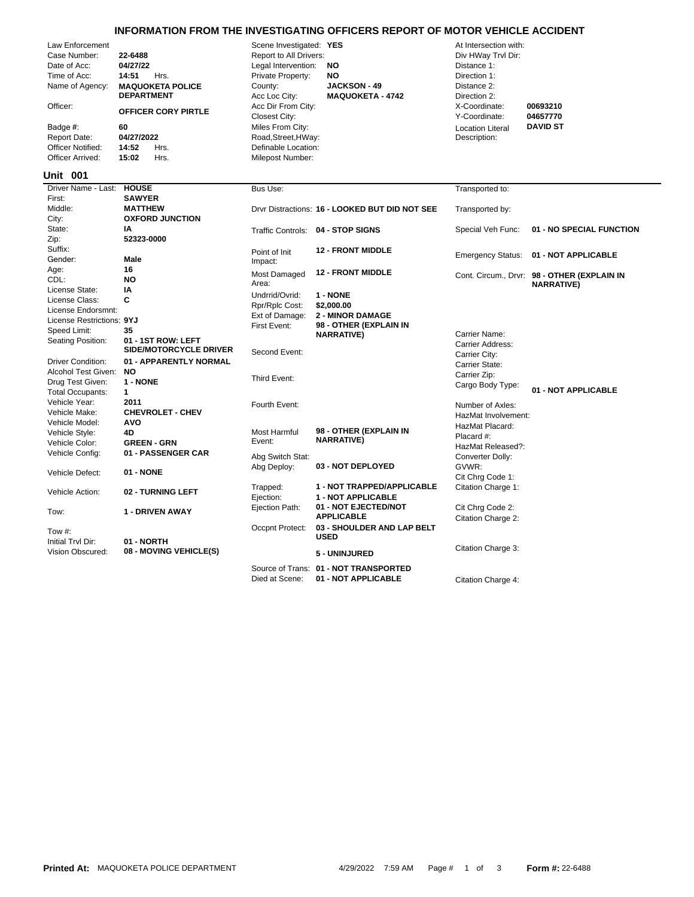# INFORMATION FROM THE INVESTIGATING OFFICERS REPORT OF MOTOR VEHICLE ACCIDENT

| Field | Value | Field | Value | Field | Value |
|---|---|---|---|---|---|
| Law Enforcement | | Scene Investigated: | YES | At Intersection with: | |
| Case Number: | 22-6488 | Report to All Drivers: | | Div HWay Trvl Dir: | |
| Date of Acc: | 04/27/22 | Legal Intervention: | NO | Distance 1: | |
| Time of Acc: | 14:51 Hrs. | Private Property: | NO | Direction 1: | |
| Name of Agency: | MAQUOKETA POLICE DEPARTMENT | County: | JACKSON - 49 | Distance 2: | |
| | | Acc Loc City: | MAQUOKETA - 4742 | Direction 2: | |
| Officer: | OFFICER CORY PIRTLE | Acc Dir From City: | | X-Coordinate: | 00693210 |
| | | Closest City: | | Y-Coordinate: | 04657770 |
| Badge #: | 60 | Miles From City: | | Location Literal Description: | DAVID ST |
| Report Date: | 04/27/2022 | Road,Street,HWay: | | | |
| Officer Notified: | 14:52 Hrs. | Definable Location: | | | |
| Officer Arrived: | 15:02 Hrs. | Milepost Number: | | | |

## Unit 001

| Field | Value | Field | Value | Field | Value |
|---|---|---|---|---|---|
| Driver Name - Last: | HOUSE | Bus Use: | | Transported to: | |
| First: | SAWYER | | | | |
| Middle: | MATTHEW | Drvr Distractions: | 16 - LOOKED BUT DID NOT SEE | Transported by: | |
| City: | OXFORD JUNCTION | | | | |
| State: | IA | Traffic Controls: | 04 - STOP SIGNS | Special Veh Func: | 01 - NO SPECIAL FUNCTION |
| Zip: | 52323-0000 | | | | |
| Suffix: | | Point of Init Impact: | 12 - FRONT MIDDLE | Emergency Status: | 01 - NOT APPLICABLE |
| Gender: | Male | | | | |
| Age: | 16 | Most Damaged Area: | 12 - FRONT MIDDLE | Cont. Circum., Drvr: | 98 - OTHER (EXPLAIN IN NARRATIVE) |
| CDL: | NO | | | | |
| License State: | IA | Undrrid/Ovrid: | 1 - NONE | | |
| License Class: | C | Rpr/Rplc Cost: | $2,000.00 | | |
| License Endorsmnt: | | Ext of Damage: | 2 - MINOR DAMAGE | | |
| License Restrictions: | 9YJ | First Event: | 98 - OTHER (EXPLAIN IN NARRATIVE) | | |
| Speed Limit: | 35 | | | Carrier Name: | |
| Seating Position: | 01 - 1ST ROW: LEFT SIDE/MOTORCYCLE DRIVER | Second Event: | | Carrier Address: | |
| | | | | Carrier City: | |
| Driver Condition: | 01 - APPARENTLY NORMAL | | | Carrier State: | |
| Alcohol Test Given: | NO | Third Event: | | Carrier Zip: | |
| Drug Test Given: | 1 - NONE | | | Cargo Body Type: | 01 - NOT APPLICABLE |
| Total Occupants: | 1 | | | | |
| Vehicle Year: | 2011 | Fourth Event: | | Number of Axles: | |
| Vehicle Make: | CHEVROLET - CHEV | | | HazMat Involvement: | |
| Vehicle Model: | AVO | | | HazMat Placard: | |
| Vehicle Style: | 4D | Most Harmful Event: | 98 - OTHER (EXPLAIN IN NARRATIVE) | Placard #: | |
| Vehicle Color: | GREEN - GRN | | | HazMat Released?: | |
| Vehicle Config: | 01 - PASSENGER CAR | Abg Switch Stat: | | Converter Dolly: | |
| Vehicle Defect: | 01 - NONE | Abg Deploy: | 03 - NOT DEPLOYED | GVWR: | |
| | | | | Cit Chrg Code 1: | |
| Vehicle Action: | 02 - TURNING LEFT | Trapped: | 1 - NOT TRAPPED/APPLICABLE | Citation Charge 1: | |
| | | Ejection: | 1 - NOT APPLICABLE | | |
| Tow: | 1 - DRIVEN AWAY | Ejection Path: | 01 - NOT EJECTED/NOT APPLICABLE | Cit Chrg Code 2: | |
| | | | | Citation Charge 2: | |
| Tow #: | | Occpnt Protect: | 03 - SHOULDER AND LAP BELT USED | | |
| Initial Trvl Dir: | 01 - NORTH | | | | |
| Vision Obscured: | 08 - MOVING VEHICLE(S) | | 5 - UNINJURED | Citation Charge 3: | |
| | | Source of Trans: | 01 - NOT TRANSPORTED | | |
| | | Died at Scene: | 01 - NOT APPLICABLE | Citation Charge 4: | |

**Printed At:** MAQUOKETA POLICE DEPARTMENT 4/29/2022 7:59 AM **Form #:** 22-6488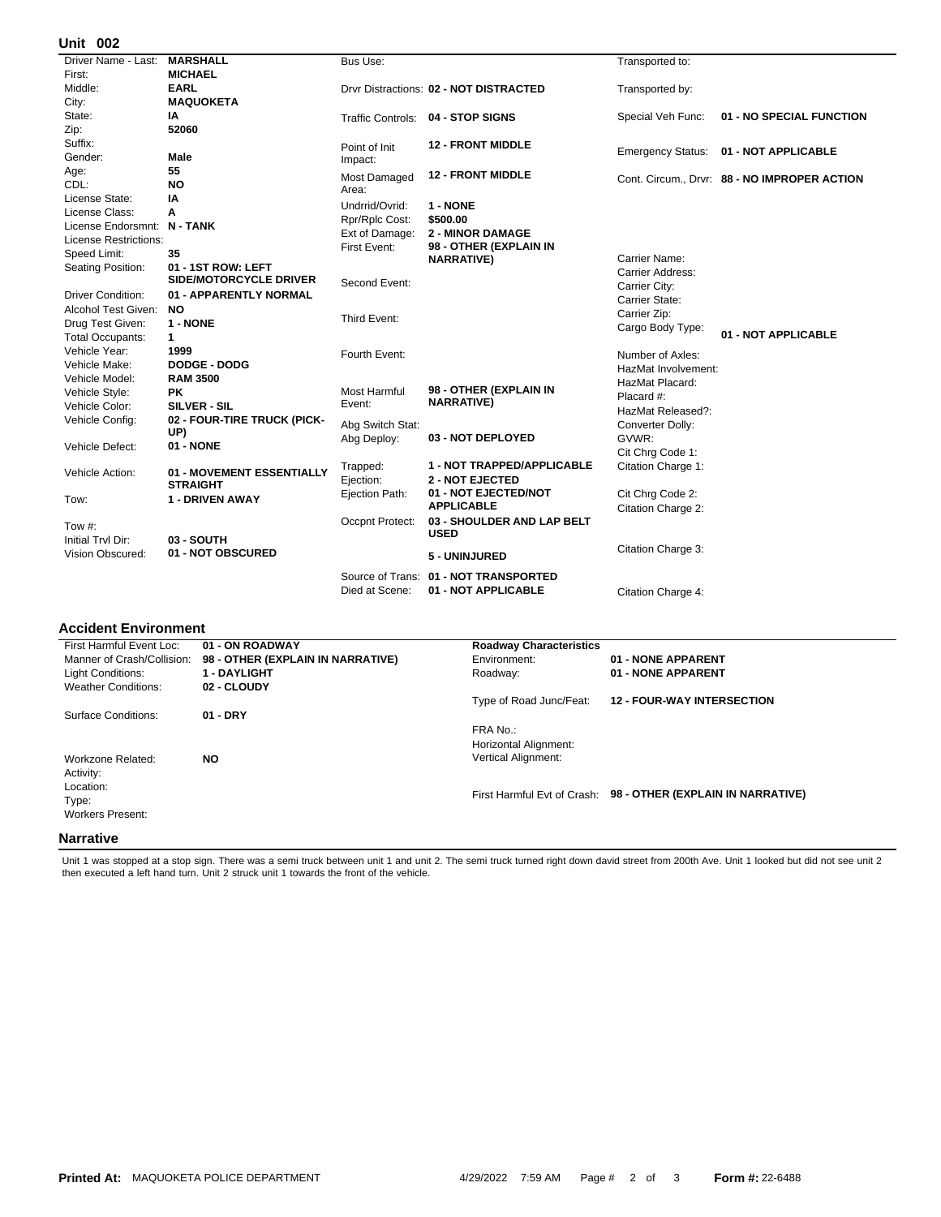## Unit 002

| Field | Value |
|---|---|
| Driver Name - Last: | MARSHALL |
| First: | MICHAEL |
| Middle: | EARL |
| City: | MAQUOKETA |
| State: | IA |
| Zip: | 52060 |
| Suffix: | |
| Gender: | Male |
| Age: | 55 |
| CDL: | NO |
| License State: | IA |
| License Class: | A |
| License Endorsmnt: | N - TANK |
| License Restrictions: | |
| Speed Limit: | 35 |
| Seating Position: | 01 - 1ST ROW: LEFT SIDE/MOTORCYCLE DRIVER |
| Driver Condition: | 01 - APPARENTLY NORMAL |
| Alcohol Test Given: | NO |
| Drug Test Given: | 1 - NONE |
| Total Occupants: | 1 |
| Vehicle Year: | 1999 |
| Vehicle Make: | DODGE - DODG |
| Vehicle Model: | RAM 3500 |
| Vehicle Style: | PK |
| Vehicle Color: | SILVER - SIL |
| Vehicle Config: | 02 - FOUR-TIRE TRUCK (PICK-UP) |
| Vehicle Defect: | 01 - NONE |
| Vehicle Action: | 01 - MOVEMENT ESSENTIALLY STRAIGHT |
| Tow: | 1 - DRIVEN AWAY |
| Tow #: | |
| Initial Trvl Dir: | 03 - SOUTH |
| Vision Obscured: | 01 - NOT OBSCURED |

| Field | Value |
|---|---|
| Bus Use: | |
| Drvr Distractions: | 02 - NOT DISTRACTED |
| Traffic Controls: | 04 - STOP SIGNS |
| Point of Init Impact: | 12 - FRONT MIDDLE |
| Most Damaged Area: | 12 - FRONT MIDDLE |
| Undrrid/Ovrid: | 1 - NONE |
| Rpr/Rplc Cost: | $500.00 |
| Ext of Damage: | 2 - MINOR DAMAGE |
| First Event: | 98 - OTHER (EXPLAIN IN NARRATIVE) |
| Second Event: | |
| Third Event: | |
| Fourth Event: | |
| Most Harmful Event: | 98 - OTHER (EXPLAIN IN NARRATIVE) |
| Abg Switch Stat: | |
| Abg Deploy: | 03 - NOT DEPLOYED |
| Trapped: | 1 - NOT TRAPPED/APPLICABLE |
| Ejection: | 2 - NOT EJECTED |
| Ejection Path: | 01 - NOT EJECTED/NOT APPLICABLE |
| Occpnt Protect: | 03 - SHOULDER AND LAP BELT USED |
| | 5 - UNINJURED |
| Source of Trans: | 01 - NOT TRANSPORTED |
| Died at Scene: | 01 - NOT APPLICABLE |

| Field | Value |
|---|---|
| Transported to: | |
| Transported by: | |
| Special Veh Func: | 01 - NO SPECIAL FUNCTION |
| Emergency Status: | 01 - NOT APPLICABLE |
| Cont. Circum., Drvr: | 88 - NO IMPROPER ACTION |
| Carrier Name: | |
| Carrier Address: | |
| Carrier City: | |
| Carrier State: | |
| Carrier Zip: | |
| Cargo Body Type: | 01 - NOT APPLICABLE |
| Number of Axles: | |
| HazMat Involvement: | |
| HazMat Placard: | |
| Placard #: | |
| HazMat Released?: | |
| Converter Dolly: | |
| GVWR: | |
| Cit Chrg Code 1: | |
| Citation Charge 1: | |
| Cit Chrg Code 2: | |
| Citation Charge 2: | |
| Citation Charge 3: | |
| Citation Charge 4: | |

## Accident Environment

| Field | Value |
|---|---|
| First Harmful Event Loc: | 01 - ON ROADWAY |
| Manner of Crash/Collision: | 98 - OTHER (EXPLAIN IN NARRATIVE) |
| Light Conditions: | 1 - DAYLIGHT |
| Weather Conditions: | 02 - CLOUDY |
| Surface Conditions: | 01 - DRY |
| Workzone Related: | NO |
| Activity: | |
| Location: | |
| Type: | |
| Workers Present: | |

**Roadway Characteristics**

| Field | Value |
|---|---|
| Environment: | 01 - NONE APPARENT |
| Roadway: | 01 - NONE APPARENT |
| Type of Road Junc/Feat: | 12 - FOUR-WAY INTERSECTION |
| FRA No.: | |
| Horizontal Alignment: | |
| Vertical Alignment: | |
| First Harmful Evt of Crash: | 98 - OTHER (EXPLAIN IN NARRATIVE) |

## Narrative

Unit 1 was stopped at a stop sign. There was a semi truck between unit 1 and unit 2. The semi truck turned right down david street from 200th Ave. Unit 1 looked but did not see unit 2 then executed a left hand turn. Unit 2 struck unit 1 towards the front of the vehicle.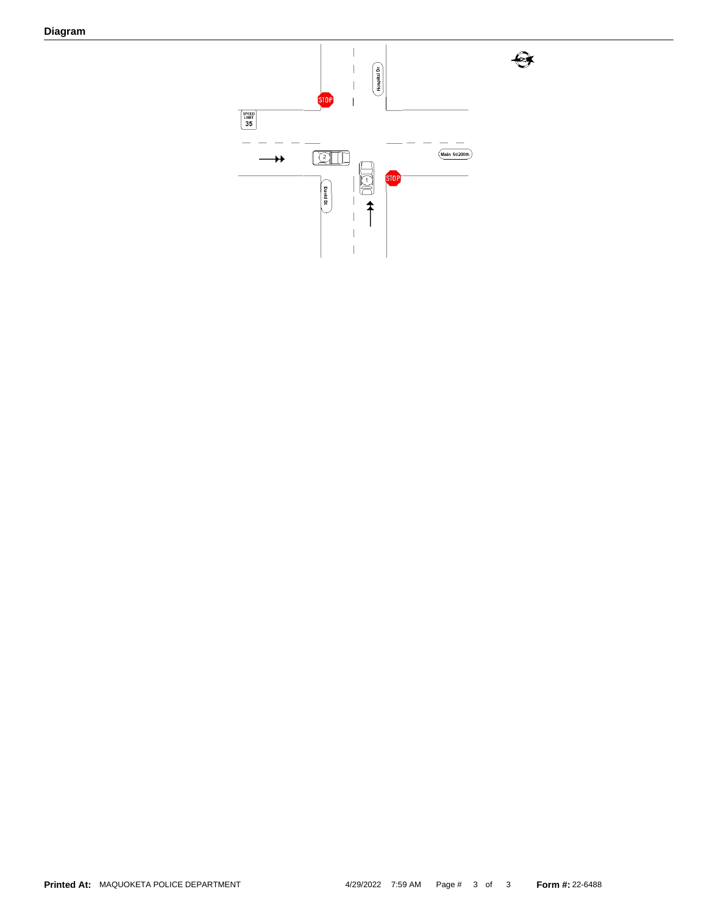**Diagram**

STOP

Hospital Dr

SPEED LIMIT 35

Main St/200th

David St

STOP